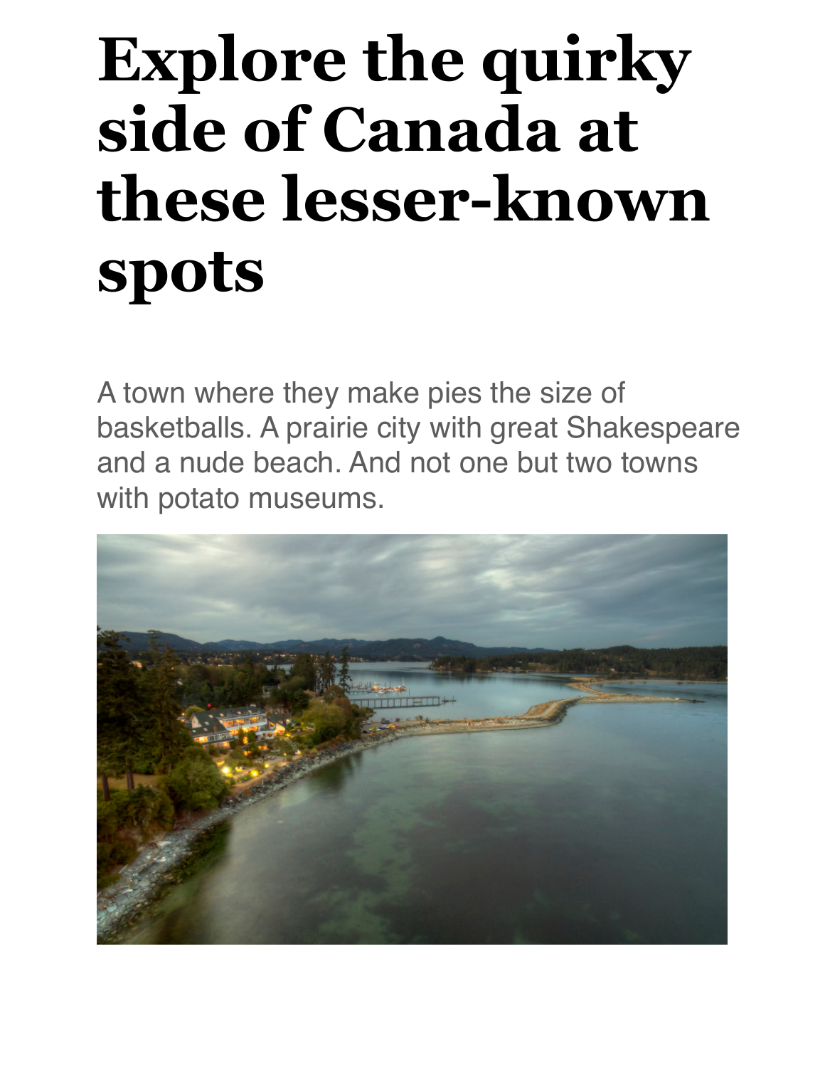# Explore the quirky side of Canada at these lesser-known spots

A town where they make pies the size of basketballs. A prairie city with great Shakespeare and a nude beach. And not one but two towns with potato museums.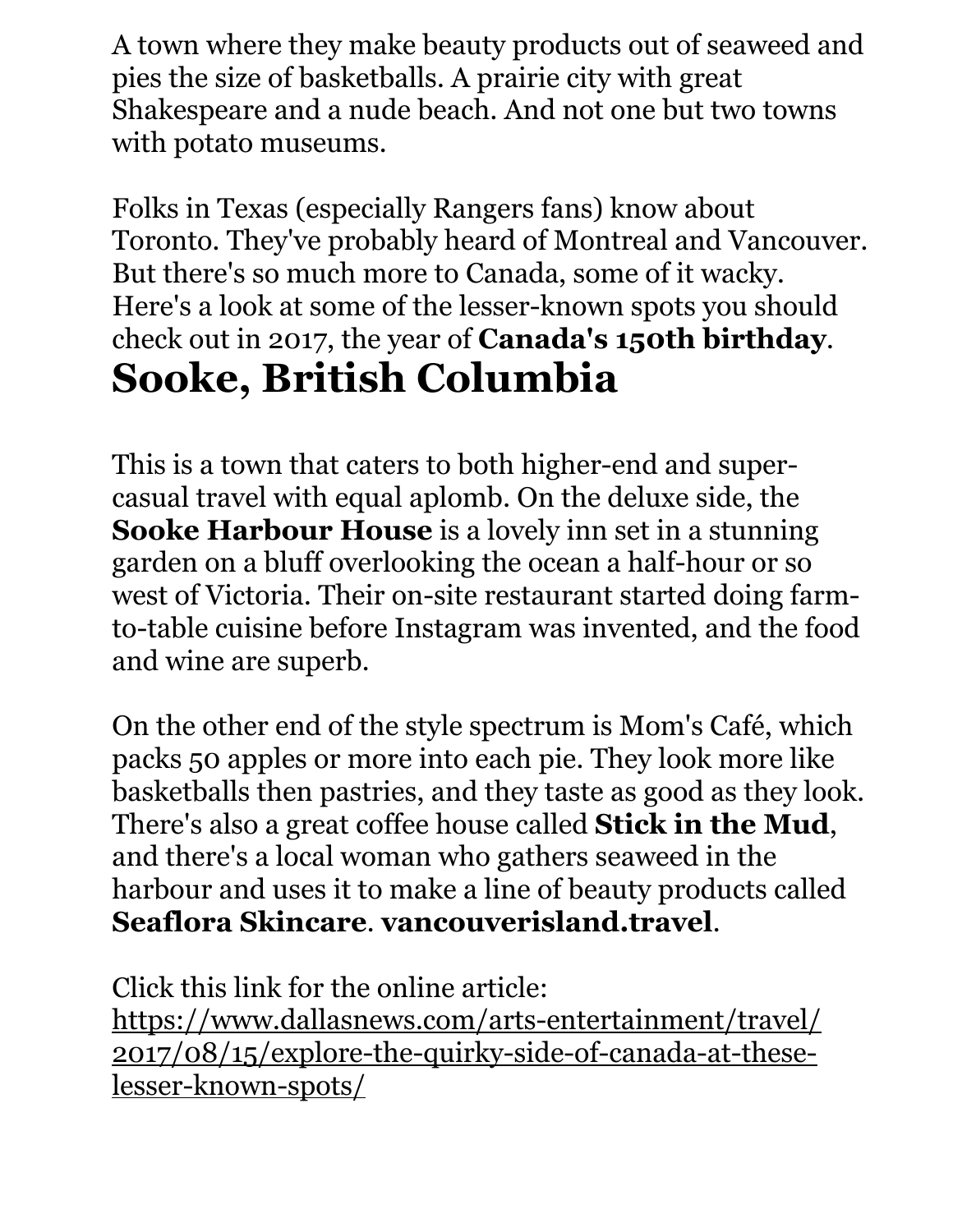A town where they make beauty products out of seaweed and pies the size of basketballs. A prairie city with great Shakespeare and a nude beach. And not one but two towns with potato museums.

Folks in Texas (especially Rangers fans) know about Toronto. They've probably heard of Montreal and Vancouver. But there's so much more to Canada, some of it wacky. Here's a look at some of the lesser-known spots you should check out in 2017, the year of **Canada's 150th birthday**.

# Sooke, British Columbia

This is a town that caters to both higher-end and super-casual travel with equal aplomb. On the deluxe side, the **Sooke Harbour House** is a lovely inn set in a stunning garden on a bluff overlooking the ocean a half-hour or so west of Victoria. Their on-site restaurant started doing farm-to-table cuisine before Instagram was invented, and the food and wine are superb.

On the other end of the style spectrum is Mom's Café, which packs 50 apples or more into each pie. They look more like basketballs then pastries, and they taste as good as they look. There's also a great coffee house called **Stick in the Mud**, and there's a local woman who gathers seaweed in the harbour and uses it to make a line of beauty products called **Seaflora Skincare**. **vancouverisland.travel**.

Click this link for the online article:
[https://www.dallasnews.com/arts-entertainment/travel/2017/08/15/explore-the-quirky-side-of-canada-at-these-lesser-known-spots/](https://www.dallasnews.com/arts-entertainment/travel/2017/08/15/explore-the-quirky-side-of-canada-at-these-lesser-known-spots/)